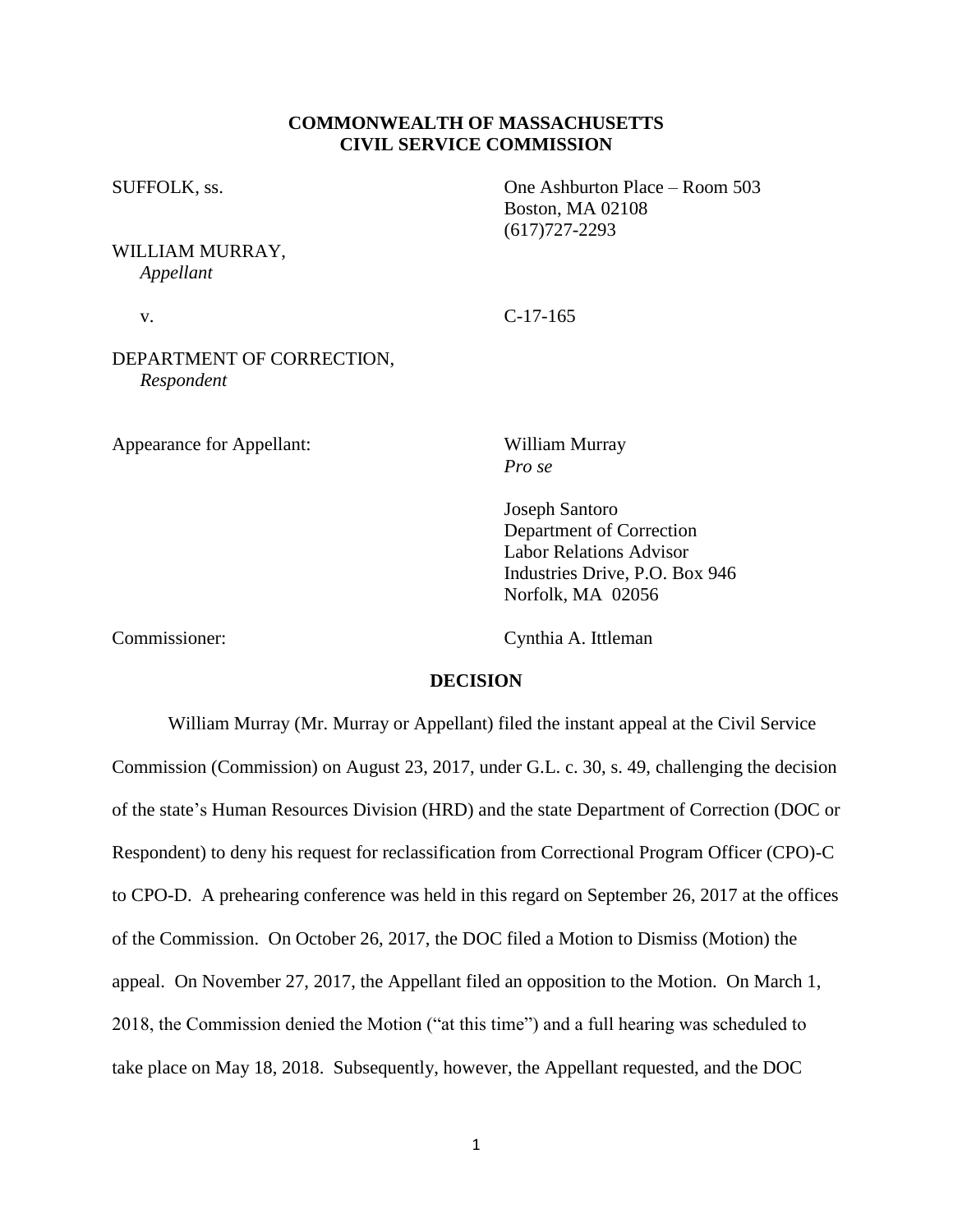**COMMONWEALTH OF MASSACHUSETTS**
**CIVIL SERVICE COMMISSION**

SUFFOLK, ss.

One Ashburton Place – Room 503
Boston, MA 02108
(617)727-2293

WILLIAM MURRAY,
*Appellant*

v.

C-17-165

DEPARTMENT OF CORRECTION,
*Respondent*

Appearance for Appellant:

William Murray
*Pro se*

Joseph Santoro
Department of Correction
Labor Relations Advisor
Industries Drive, P.O. Box 946
Norfolk, MA 02056

Commissioner:

Cynthia A. Ittleman

**DECISION**

William Murray (Mr. Murray or Appellant) filed the instant appeal at the Civil Service Commission (Commission) on August 23, 2017, under G.L. c. 30, s. 49, challenging the decision of the state's Human Resources Division (HRD) and the state Department of Correction (DOC or Respondent) to deny his request for reclassification from Correctional Program Officer (CPO)-C to CPO-D. A prehearing conference was held in this regard on September 26, 2017 at the offices of the Commission. On October 26, 2017, the DOC filed a Motion to Dismiss (Motion) the appeal. On November 27, 2017, the Appellant filed an opposition to the Motion. On March 1, 2018, the Commission denied the Motion ("at this time") and a full hearing was scheduled to take place on May 18, 2018. Subsequently, however, the Appellant requested, and the DOC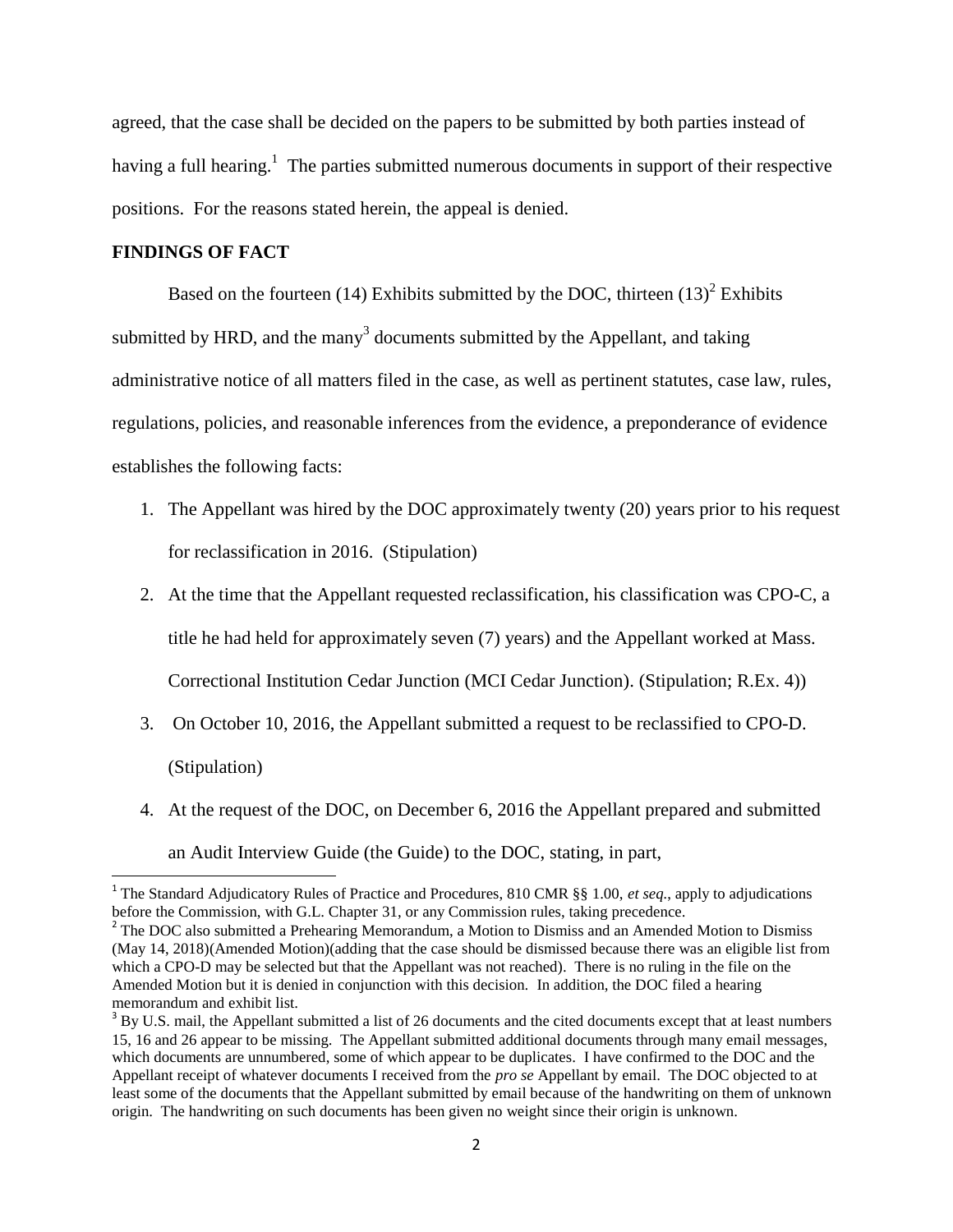agreed, that the case shall be decided on the papers to be submitted by both parties instead of having a full hearing.[1] The parties submitted numerous documents in support of their respective positions. For the reasons stated herein, the appeal is denied.

**FINDINGS OF FACT**

Based on the fourteen (14) Exhibits submitted by the DOC, thirteen (13)[2] Exhibits submitted by HRD, and the many[3] documents submitted by the Appellant, and taking administrative notice of all matters filed in the case, as well as pertinent statutes, case law, rules, regulations, policies, and reasonable inferences from the evidence, a preponderance of evidence establishes the following facts:

1. The Appellant was hired by the DOC approximately twenty (20) years prior to his request for reclassification in 2016. (Stipulation)
2. At the time that the Appellant requested reclassification, his classification was CPO-C, a title he had held for approximately seven (7) years) and the Appellant worked at Mass. Correctional Institution Cedar Junction (MCI Cedar Junction). (Stipulation; R.Ex. 4))
3. On October 10, 2016, the Appellant submitted a request to be reclassified to CPO-D. (Stipulation)
4. At the request of the DOC, on December 6, 2016 the Appellant prepared and submitted an Audit Interview Guide (the Guide) to the DOC, stating, in part,

---

[1] The Standard Adjudicatory Rules of Practice and Procedures, 810 CMR §§ 1.00, *et seq.*, apply to adjudications before the Commission, with G.L. Chapter 31, or any Commission rules, taking precedence.

[2] The DOC also submitted a Prehearing Memorandum, a Motion to Dismiss and an Amended Motion to Dismiss (May 14, 2018)(Amended Motion)(adding that the case should be dismissed because there was an eligible list from which a CPO-D may be selected but that the Appellant was not reached). There is no ruling in the file on the Amended Motion but it is denied in conjunction with this decision. In addition, the DOC filed a hearing memorandum and exhibit list.

[3] By U.S. mail, the Appellant submitted a list of 26 documents and the cited documents except that at least numbers 15, 16 and 26 appear to be missing. The Appellant submitted additional documents through many email messages, which documents are unnumbered, some of which appear to be duplicates. I have confirmed to the DOC and the Appellant receipt of whatever documents I received from the *pro se* Appellant by email. The DOC objected to at least some of the documents that the Appellant submitted by email because of the handwriting on them of unknown origin. The handwriting on such documents has been given no weight since their origin is unknown.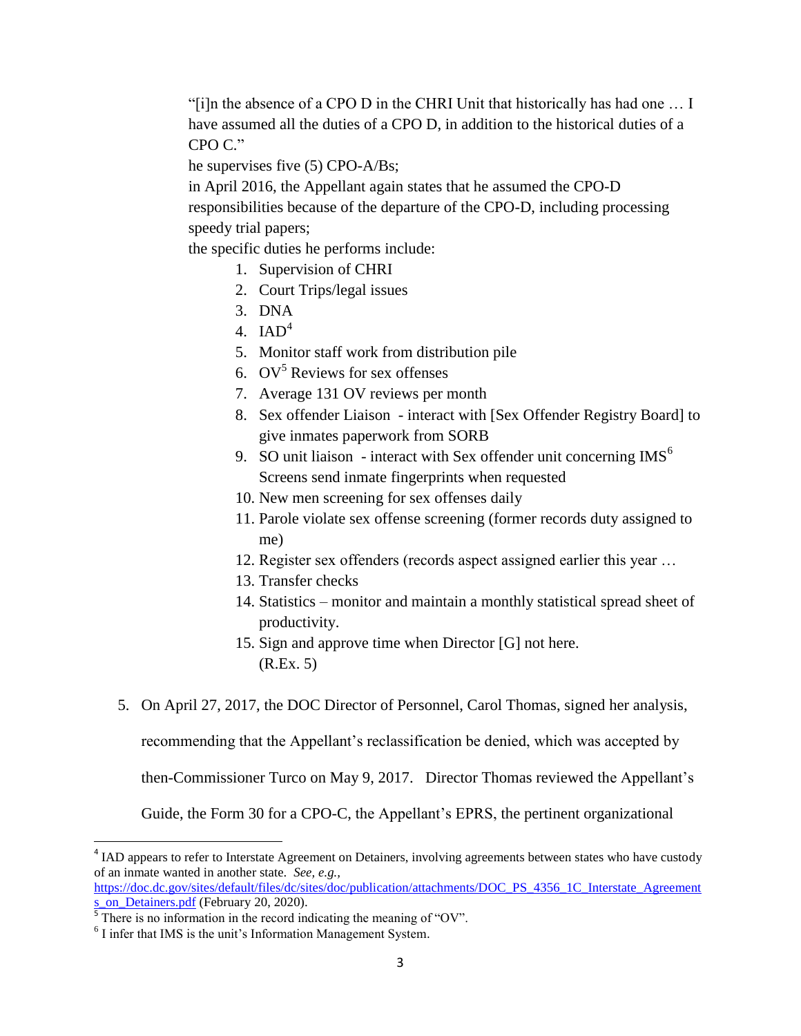"[i]n the absence of a CPO D in the CHRI Unit that historically has had one … I have assumed all the duties of a CPO D, in addition to the historical duties of a CPO C."

he supervises five (5) CPO-A/Bs;

in April 2016, the Appellant again states that he assumed the CPO-D responsibilities because of the departure of the CPO-D, including processing speedy trial papers;

the specific duties he performs include:

1. Supervision of CHRI
2. Court Trips/legal issues
3. DNA
4. IAD[4]
5. Monitor staff work from distribution pile
6. OV[5] Reviews for sex offenses
7. Average 131 OV reviews per month
8. Sex offender Liaison - interact with [Sex Offender Registry Board] to give inmates paperwork from SORB
9. SO unit liaison - interact with Sex offender unit concerning IMS[6] Screens send inmate fingerprints when requested
10. New men screening for sex offenses daily
11. Parole violate sex offense screening (former records duty assigned to me)
12. Register sex offenders (records aspect assigned earlier this year …
13. Transfer checks
14. Statistics – monitor and maintain a monthly statistical spread sheet of productivity.
15. Sign and approve time when Director [G] not here. (R.Ex. 5)

5. On April 27, 2017, the DOC Director of Personnel, Carol Thomas, signed her analysis, recommending that the Appellant's reclassification be denied, which was accepted by then-Commissioner Turco on May 9, 2017. Director Thomas reviewed the Appellant's Guide, the Form 30 for a CPO-C, the Appellant's EPRS, the pertinent organizational

---

[4] IAD appears to refer to Interstate Agreement on Detainers, involving agreements between states who have custody of an inmate wanted in another state. *See, e.g.,* https://doc.dc.gov/sites/default/files/dc/sites/doc/publication/attachments/DOC_PS_4356_1C_Interstate_Agreements_on_Detainers.pdf (February 20, 2020).

[5] There is no information in the record indicating the meaning of "OV".

[6] I infer that IMS is the unit's Information Management System.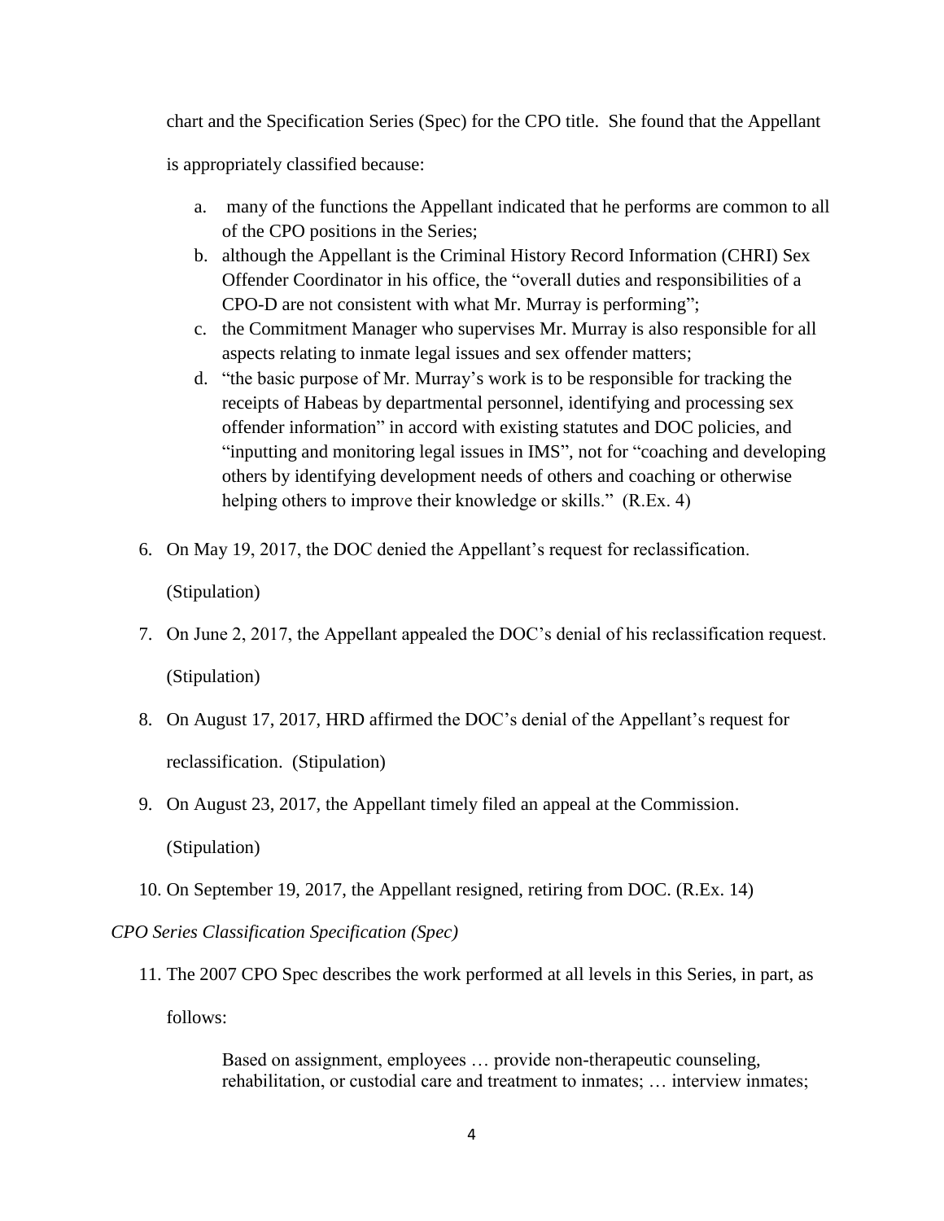chart and the Specification Series (Spec) for the CPO title. She found that the Appellant is appropriately classified because:

   a. many of the functions the Appellant indicated that he performs are common to all of the CPO positions in the Series;
   b. although the Appellant is the Criminal History Record Information (CHRI) Sex Offender Coordinator in his office, the "overall duties and responsibilities of a CPO-D are not consistent with what Mr. Murray is performing";
   c. the Commitment Manager who supervises Mr. Murray is also responsible for all aspects relating to inmate legal issues and sex offender matters;
   d. "the basic purpose of Mr. Murray's work is to be responsible for tracking the receipts of Habeas by departmental personnel, identifying and processing sex offender information" in accord with existing statutes and DOC policies, and "inputting and monitoring legal issues in IMS", not for "coaching and developing others by identifying development needs of others and coaching or otherwise helping others to improve their knowledge or skills." (R.Ex. 4)

6. On May 19, 2017, the DOC denied the Appellant's request for reclassification. (Stipulation)

7. On June 2, 2017, the Appellant appealed the DOC's denial of his reclassification request. (Stipulation)

8. On August 17, 2017, HRD affirmed the DOC's denial of the Appellant's request for reclassification. (Stipulation)

9. On August 23, 2017, the Appellant timely filed an appeal at the Commission. (Stipulation)

10. On September 19, 2017, the Appellant resigned, retiring from DOC. (R.Ex. 14)

*CPO Series Classification Specification (Spec)*

11. The 2007 CPO Spec describes the work performed at all levels in this Series, in part, as follows:

> Based on assignment, employees … provide non-therapeutic counseling, rehabilitation, or custodial care and treatment to inmates; … interview inmates;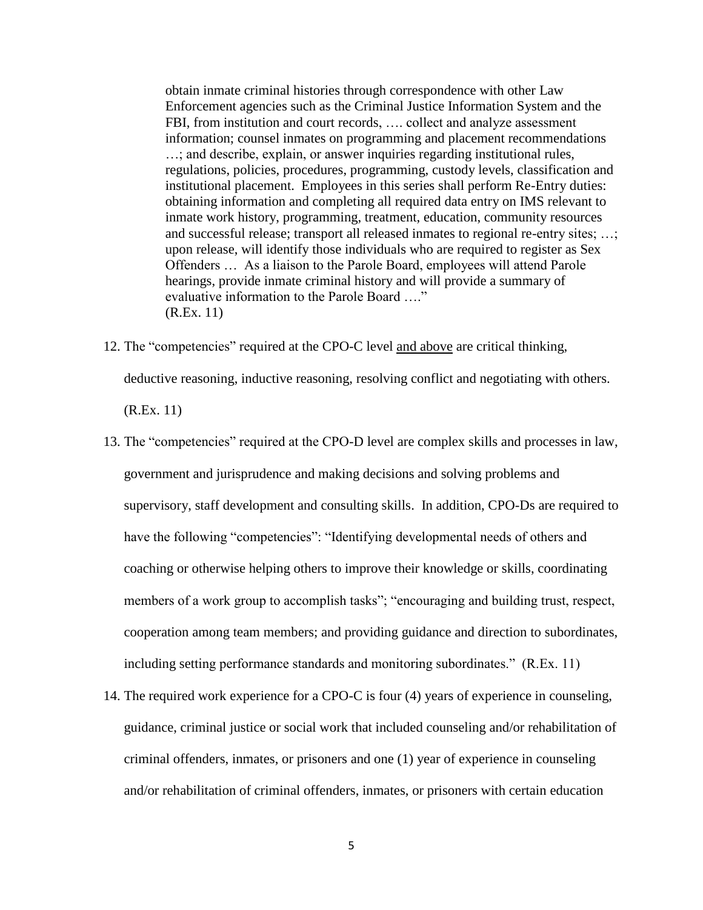> obtain inmate criminal histories through correspondence with other Law Enforcement agencies such as the Criminal Justice Information System and the FBI, from institution and court records, …. collect and analyze assessment information; counsel inmates on programming and placement recommendations …; and describe, explain, or answer inquiries regarding institutional rules, regulations, policies, procedures, programming, custody levels, classification and institutional placement. Employees in this series shall perform Re-Entry duties: obtaining information and completing all required data entry on IMS relevant to inmate work history, programming, treatment, education, community resources and successful release; transport all released inmates to regional re-entry sites; …; upon release, will identify those individuals who are required to register as Sex Offenders … As a liaison to the Parole Board, employees will attend Parole hearings, provide inmate criminal history and will provide a summary of evaluative information to the Parole Board …."
> (R.Ex. 11)

12. The "competencies" required at the CPO-C level <u>and above</u> are critical thinking, deductive reasoning, inductive reasoning, resolving conflict and negotiating with others. (R.Ex. 11)

13. The "competencies" required at the CPO-D level are complex skills and processes in law, government and jurisprudence and making decisions and solving problems and supervisory, staff development and consulting skills. In addition, CPO-Ds are required to have the following "competencies": "Identifying developmental needs of others and coaching or otherwise helping others to improve their knowledge or skills, coordinating members of a work group to accomplish tasks"; "encouraging and building trust, respect, cooperation among team members; and providing guidance and direction to subordinates, including setting performance standards and monitoring subordinates." (R.Ex. 11)

14. The required work experience for a CPO-C is four (4) years of experience in counseling, guidance, criminal justice or social work that included counseling and/or rehabilitation of criminal offenders, inmates, or prisoners and one (1) year of experience in counseling and/or rehabilitation of criminal offenders, inmates, or prisoners with certain education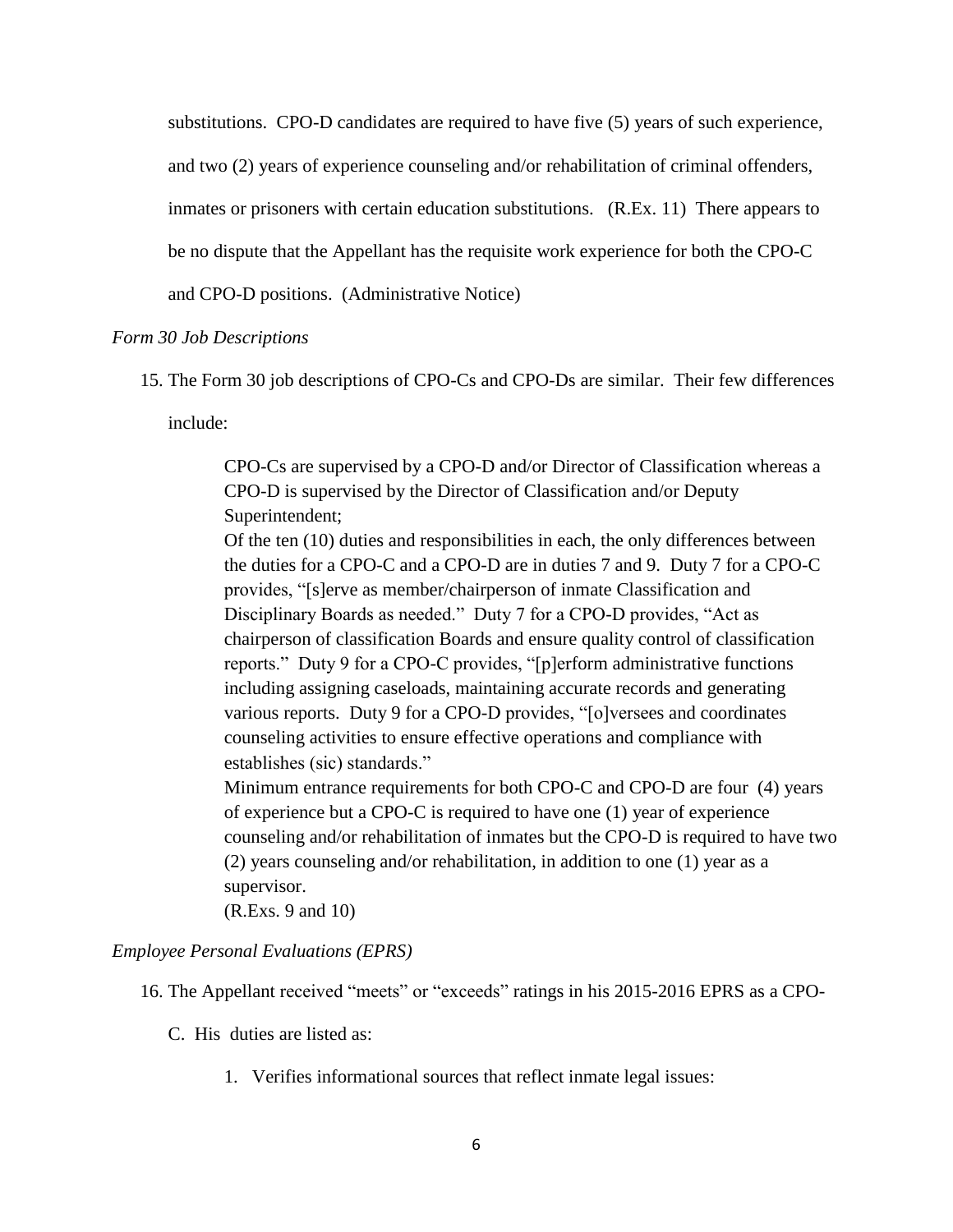substitutions. CPO-D candidates are required to have five (5) years of such experience, and two (2) years of experience counseling and/or rehabilitation of criminal offenders, inmates or prisoners with certain education substitutions. (R.Ex. 11) There appears to be no dispute that the Appellant has the requisite work experience for both the CPO-C and CPO-D positions. (Administrative Notice)

*Form 30 Job Descriptions*

15. The Form 30 job descriptions of CPO-Cs and CPO-Ds are similar. Their few differences include:

    CPO-Cs are supervised by a CPO-D and/or Director of Classification whereas a CPO-D is supervised by the Director of Classification and/or Deputy Superintendent;
    Of the ten (10) duties and responsibilities in each, the only differences between the duties for a CPO-C and a CPO-D are in duties 7 and 9. Duty 7 for a CPO-C provides, "[s]erve as member/chairperson of inmate Classification and Disciplinary Boards as needed." Duty 7 for a CPO-D provides, "Act as chairperson of classification Boards and ensure quality control of classification reports." Duty 9 for a CPO-C provides, "[p]erform administrative functions including assigning caseloads, maintaining accurate records and generating various reports. Duty 9 for a CPO-D provides, "[o]versees and coordinates counseling activities to ensure effective operations and compliance with establishes (sic) standards."
    Minimum entrance requirements for both CPO-C and CPO-D are four (4) years of experience but a CPO-C is required to have one (1) year of experience counseling and/or rehabilitation of inmates but the CPO-D is required to have two (2) years counseling and/or rehabilitation, in addition to one (1) year as a supervisor.
    (R.Exs. 9 and 10)

*Employee Personal Evaluations (EPRS)*

16. The Appellant received "meets" or "exceeds" ratings in his 2015-2016 EPRS as a CPO-C. His duties are listed as:

    1. Verifies informational sources that reflect inmate legal issues: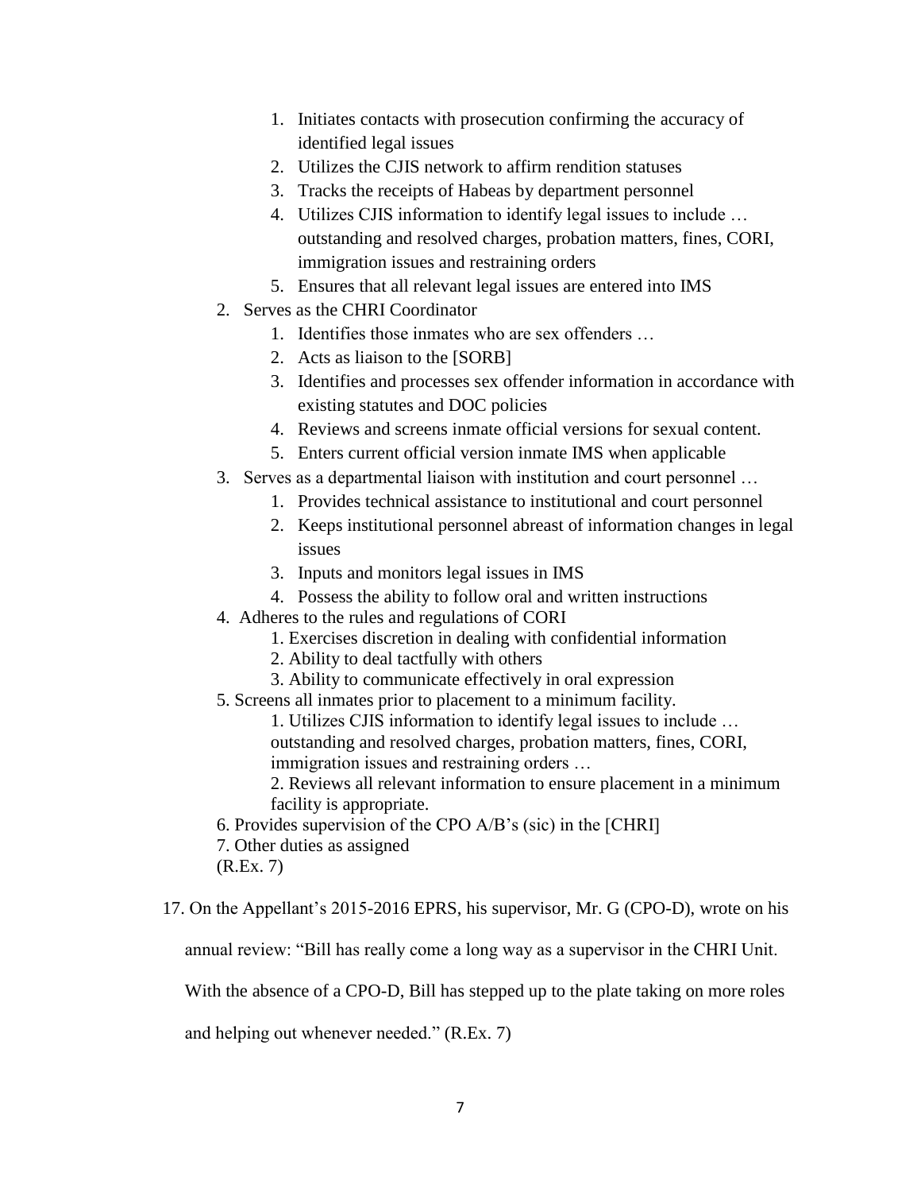1. Initiates contacts with prosecution confirming the accuracy of identified legal issues
   2. Utilizes the CJIS network to affirm rendition statuses
   3. Tracks the receipts of Habeas by department personnel
   4. Utilizes CJIS information to identify legal issues to include … outstanding and resolved charges, probation matters, fines, CORI, immigration issues and restraining orders
   5. Ensures that all relevant legal issues are entered into IMS
2. Serves as the CHRI Coordinator
   1. Identifies those inmates who are sex offenders …
   2. Acts as liaison to the [SORB]
   3. Identifies and processes sex offender information in accordance with existing statutes and DOC policies
   4. Reviews and screens inmate official versions for sexual content.
   5. Enters current official version inmate IMS when applicable
3. Serves as a departmental liaison with institution and court personnel …
   1. Provides technical assistance to institutional and court personnel
   2. Keeps institutional personnel abreast of information changes in legal issues
   3. Inputs and monitors legal issues in IMS
   4. Possess the ability to follow oral and written instructions
4. Adheres to the rules and regulations of CORI
   1. Exercises discretion in dealing with confidential information
   2. Ability to deal tactfully with others
   3. Ability to communicate effectively in oral expression
5. Screens all inmates prior to placement to a minimum facility.
   1. Utilizes CJIS information to identify legal issues to include … outstanding and resolved charges, probation matters, fines, CORI, immigration issues and restraining orders …
   2. Reviews all relevant information to ensure placement in a minimum facility is appropriate.
6. Provides supervision of the CPO A/B's (sic) in the [CHRI]
7. Other duties as assigned

(R.Ex. 7)

17. On the Appellant's 2015-2016 EPRS, his supervisor, Mr. G (CPO-D), wrote on his annual review: "Bill has really come a long way as a supervisor in the CHRI Unit. With the absence of a CPO-D, Bill has stepped up to the plate taking on more roles and helping out whenever needed." (R.Ex. 7)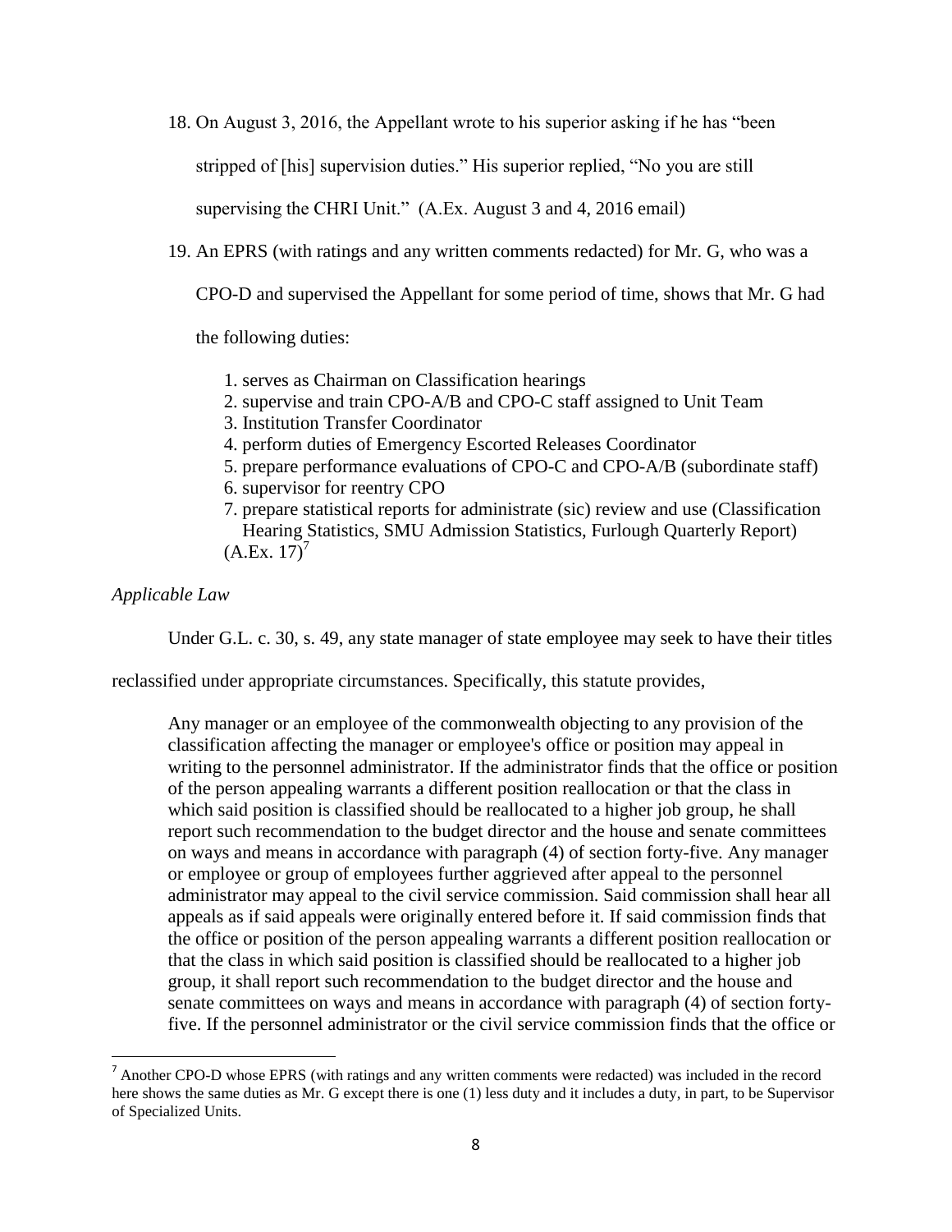18. On August 3, 2016, the Appellant wrote to his superior asking if he has "been stripped of [his] supervision duties." His superior replied, "No you are still supervising the CHRI Unit." (A.Ex. August 3 and 4, 2016 email)

19. An EPRS (with ratings and any written comments redacted) for Mr. G, who was a CPO-D and supervised the Appellant for some period of time, shows that Mr. G had the following duties:

    1. serves as Chairman on Classification hearings
    2. supervise and train CPO-A/B and CPO-C staff assigned to Unit Team
    3. Institution Transfer Coordinator
    4. perform duties of Emergency Escorted Releases Coordinator
    5. prepare performance evaluations of CPO-C and CPO-A/B (subordinate staff)
    6. supervisor for reentry CPO
    7. prepare statistical reports for administrate (sic) review and use (Classification Hearing Statistics, SMU Admission Statistics, Furlough Quarterly Report)

    (A.Ex. 17)[7]

*Applicable Law*

Under G.L. c. 30, s. 49, any state manager of state employee may seek to have their titles reclassified under appropriate circumstances. Specifically, this statute provides,

> Any manager or an employee of the commonwealth objecting to any provision of the classification affecting the manager or employee's office or position may appeal in writing to the personnel administrator. If the administrator finds that the office or position of the person appealing warrants a different position reallocation or that the class in which said position is classified should be reallocated to a higher job group, he shall report such recommendation to the budget director and the house and senate committees on ways and means in accordance with paragraph (4) of section forty-five. Any manager or employee or group of employees further aggrieved after appeal to the personnel administrator may appeal to the civil service commission. Said commission shall hear all appeals as if said appeals were originally entered before it. If said commission finds that the office or position of the person appealing warrants a different position reallocation or that the class in which said position is classified should be reallocated to a higher job group, it shall report such recommendation to the budget director and the house and senate committees on ways and means in accordance with paragraph (4) of section forty-five. If the personnel administrator or the civil service commission finds that the office or

---

[7] Another CPO-D whose EPRS (with ratings and any written comments were redacted) was included in the record here shows the same duties as Mr. G except there is one (1) less duty and it includes a duty, in part, to be Supervisor of Specialized Units.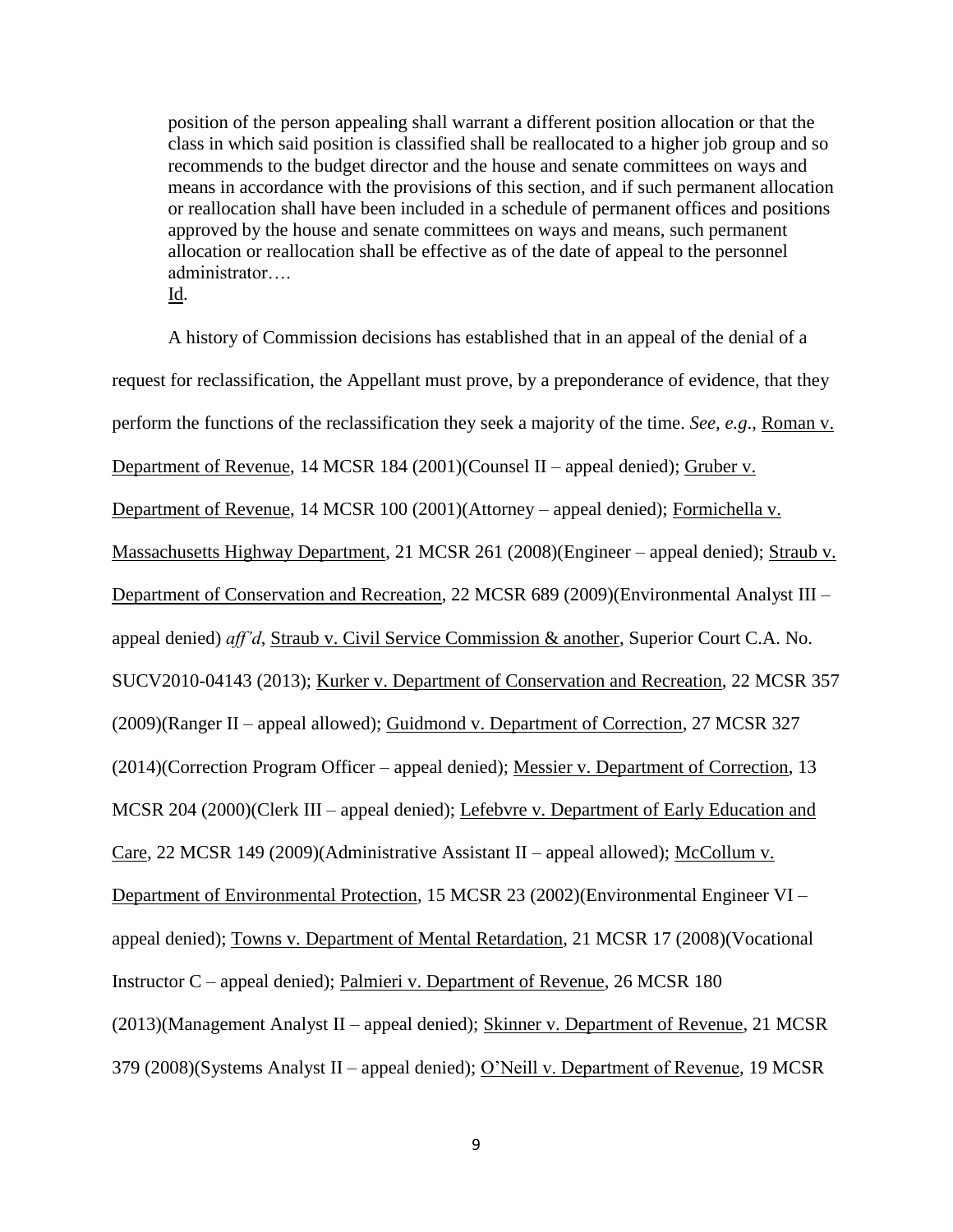> position of the person appealing shall warrant a different position allocation or that the class in which said position is classified shall be reallocated to a higher job group and so recommends to the budget director and the house and senate committees on ways and means in accordance with the provisions of this section, and if such permanent allocation or reallocation shall have been included in a schedule of permanent offices and positions approved by the house and senate committees on ways and means, such permanent allocation or reallocation shall be effective as of the date of appeal to the personnel administrator….
> Id.

A history of Commission decisions has established that in an appeal of the denial of a request for reclassification, the Appellant must prove, by a preponderance of evidence, that they perform the functions of the reclassification they seek a majority of the time. *See, e.g*., Roman v. Department of Revenue, 14 MCSR 184 (2001)(Counsel II – appeal denied); Gruber v. Department of Revenue, 14 MCSR 100 (2001)(Attorney – appeal denied); Formichella v. Massachusetts Highway Department, 21 MCSR 261 (2008)(Engineer – appeal denied); Straub v. Department of Conservation and Recreation, 22 MCSR 689 (2009)(Environmental Analyst III – appeal denied) *aff'd*, Straub v. Civil Service Commission & another, Superior Court C.A. No. SUCV2010-04143 (2013); Kurker v. Department of Conservation and Recreation, 22 MCSR 357 (2009)(Ranger II – appeal allowed); Guidmond v. Department of Correction, 27 MCSR 327 (2014)(Correction Program Officer – appeal denied); Messier v. Department of Correction, 13 MCSR 204 (2000)(Clerk III – appeal denied); Lefebvre v. Department of Early Education and Care, 22 MCSR 149 (2009)(Administrative Assistant II – appeal allowed); McCollum v. Department of Environmental Protection, 15 MCSR 23 (2002)(Environmental Engineer VI – appeal denied); Towns v. Department of Mental Retardation, 21 MCSR 17 (2008)(Vocational Instructor C – appeal denied); Palmieri v. Department of Revenue, 26 MCSR 180 (2013)(Management Analyst II – appeal denied); Skinner v. Department of Revenue, 21 MCSR 379 (2008)(Systems Analyst II – appeal denied); O'Neill v. Department of Revenue, 19 MCSR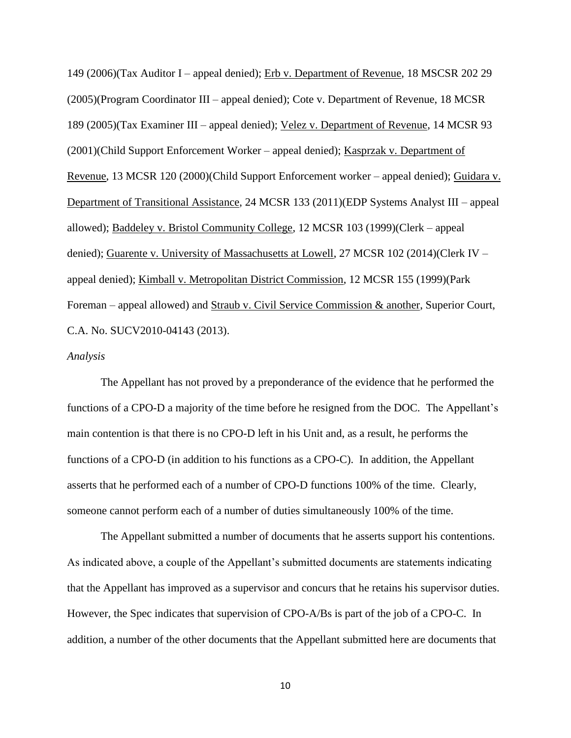149 (2006)(Tax Auditor I – appeal denied); Erb v. Department of Revenue, 18 MSCSR 202 29 (2005)(Program Coordinator III – appeal denied); Cote v. Department of Revenue, 18 MCSR 189 (2005)(Tax Examiner III – appeal denied); Velez v. Department of Revenue, 14 MCSR 93 (2001)(Child Support Enforcement Worker – appeal denied); Kasprzak v. Department of Revenue, 13 MCSR 120 (2000)(Child Support Enforcement worker – appeal denied); Guidara v. Department of Transitional Assistance, 24 MCSR 133 (2011)(EDP Systems Analyst III – appeal allowed); Baddeley v. Bristol Community College, 12 MCSR 103 (1999)(Clerk – appeal denied); Guarente v. University of Massachusetts at Lowell, 27 MCSR 102 (2014)(Clerk IV – appeal denied); Kimball v. Metropolitan District Commission, 12 MCSR 155 (1999)(Park Foreman – appeal allowed) and Straub v. Civil Service Commission & another, Superior Court, C.A. No. SUCV2010-04143 (2013).

*Analysis*

The Appellant has not proved by a preponderance of the evidence that he performed the functions of a CPO-D a majority of the time before he resigned from the DOC. The Appellant's main contention is that there is no CPO-D left in his Unit and, as a result, he performs the functions of a CPO-D (in addition to his functions as a CPO-C). In addition, the Appellant asserts that he performed each of a number of CPO-D functions 100% of the time. Clearly, someone cannot perform each of a number of duties simultaneously 100% of the time.

The Appellant submitted a number of documents that he asserts support his contentions. As indicated above, a couple of the Appellant's submitted documents are statements indicating that the Appellant has improved as a supervisor and concurs that he retains his supervisor duties. However, the Spec indicates that supervision of CPO-A/Bs is part of the job of a CPO-C. In addition, a number of the other documents that the Appellant submitted here are documents that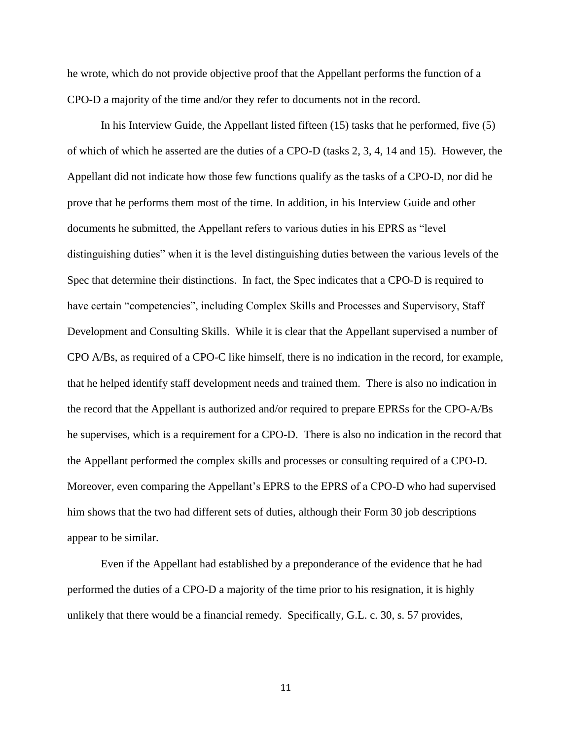he wrote, which do not provide objective proof that the Appellant performs the function of a CPO-D a majority of the time and/or they refer to documents not in the record.

In his Interview Guide, the Appellant listed fifteen (15) tasks that he performed, five (5) of which of which he asserted are the duties of a CPO-D (tasks 2, 3, 4, 14 and 15). However, the Appellant did not indicate how those few functions qualify as the tasks of a CPO-D, nor did he prove that he performs them most of the time. In addition, in his Interview Guide and other documents he submitted, the Appellant refers to various duties in his EPRS as "level distinguishing duties" when it is the level distinguishing duties between the various levels of the Spec that determine their distinctions. In fact, the Spec indicates that a CPO-D is required to have certain "competencies", including Complex Skills and Processes and Supervisory, Staff Development and Consulting Skills. While it is clear that the Appellant supervised a number of CPO A/Bs, as required of a CPO-C like himself, there is no indication in the record, for example, that he helped identify staff development needs and trained them. There is also no indication in the record that the Appellant is authorized and/or required to prepare EPRSs for the CPO-A/Bs he supervises, which is a requirement for a CPO-D. There is also no indication in the record that the Appellant performed the complex skills and processes or consulting required of a CPO-D. Moreover, even comparing the Appellant's EPRS to the EPRS of a CPO-D who had supervised him shows that the two had different sets of duties, although their Form 30 job descriptions appear to be similar.

Even if the Appellant had established by a preponderance of the evidence that he had performed the duties of a CPO-D a majority of the time prior to his resignation, it is highly unlikely that there would be a financial remedy. Specifically, G.L. c. 30, s. 57 provides,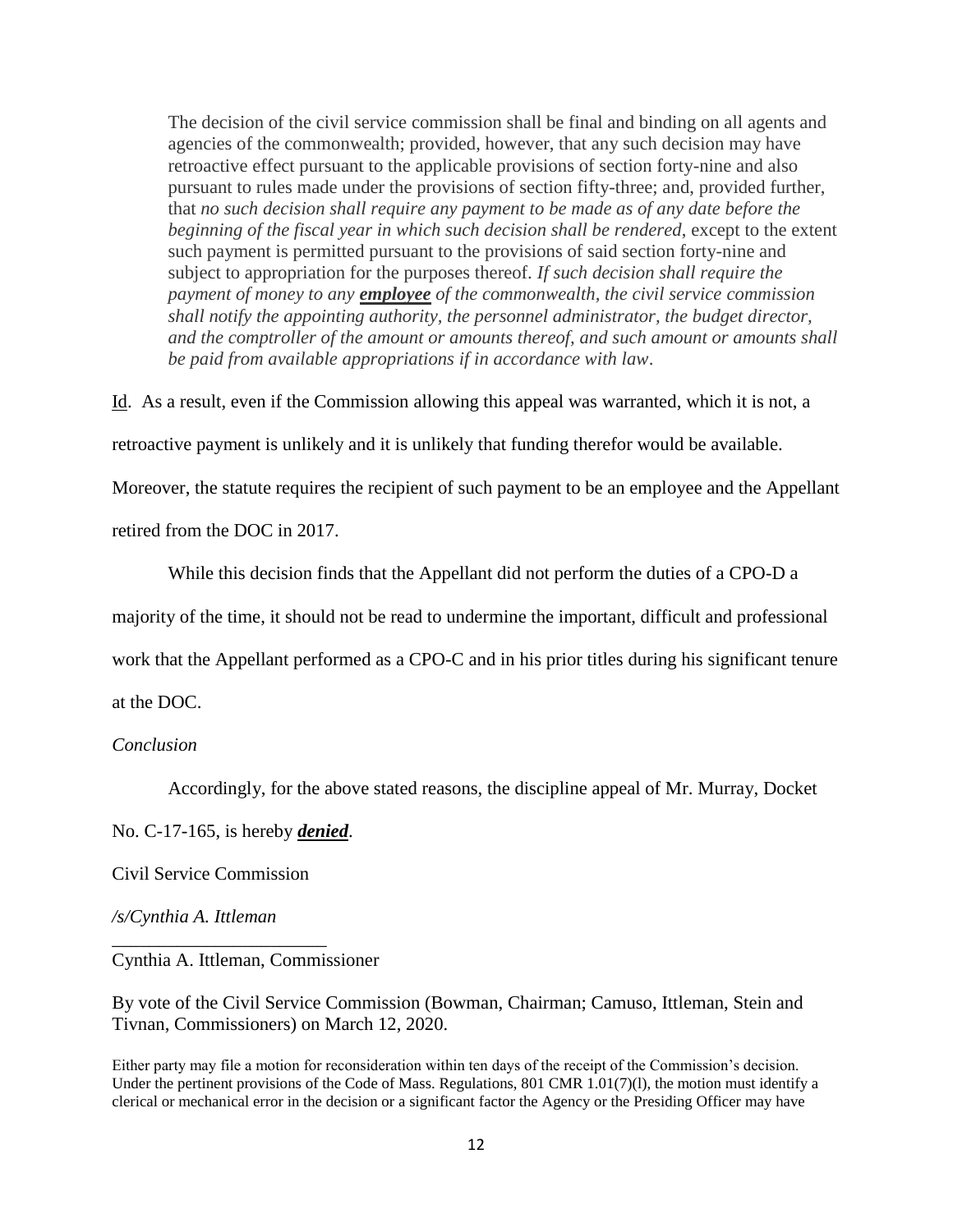> The decision of the civil service commission shall be final and binding on all agents and agencies of the commonwealth; provided, however, that any such decision may have retroactive effect pursuant to the applicable provisions of section forty-nine and also pursuant to rules made under the provisions of section fifty-three; and, provided further, that *no such decision shall require any payment to be made as of any date before the beginning of the fiscal year in which such decision shall be rendered*, except to the extent such payment is permitted pursuant to the provisions of said section forty-nine and subject to appropriation for the purposes thereof. *If such decision shall require the payment of money to any* ***employee*** *of the commonwealth, the civil service commission shall notify the appointing authority, the personnel administrator, the budget director, and the comptroller of the amount or amounts thereof, and such amount or amounts shall be paid from available appropriations if in accordance with law*.

Id. As a result, even if the Commission allowing this appeal was warranted, which it is not, a retroactive payment is unlikely and it is unlikely that funding therefor would be available. Moreover, the statute requires the recipient of such payment to be an employee and the Appellant retired from the DOC in 2017.

While this decision finds that the Appellant did not perform the duties of a CPO-D a majority of the time, it should not be read to undermine the important, difficult and professional work that the Appellant performed as a CPO-C and in his prior titles during his significant tenure at the DOC.

*Conclusion*

Accordingly, for the above stated reasons, the discipline appeal of Mr. Murray, Docket No. C-17-165, is hereby ***denied***.

Civil Service Commission

*/s/Cynthia A. Ittleman*

Cynthia A. Ittleman, Commissioner

By vote of the Civil Service Commission (Bowman, Chairman; Camuso, Ittleman, Stein and Tivnan, Commissioners) on March 12, 2020.

Either party may file a motion for reconsideration within ten days of the receipt of the Commission's decision. Under the pertinent provisions of the Code of Mass. Regulations, 801 CMR 1.01(7)(l), the motion must identify a clerical or mechanical error in the decision or a significant factor the Agency or the Presiding Officer may have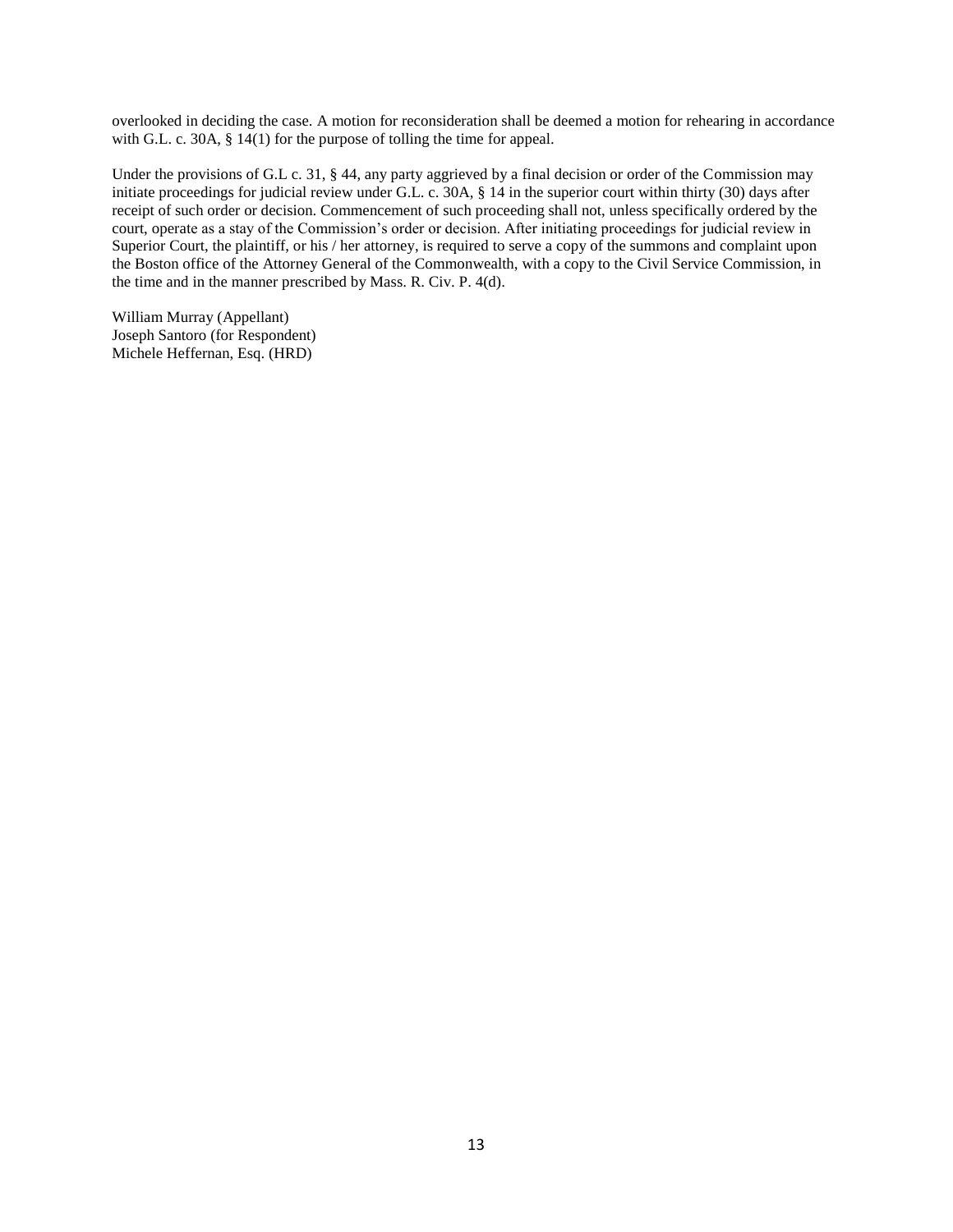overlooked in deciding the case. A motion for reconsideration shall be deemed a motion for rehearing in accordance with G.L. c. 30A, § 14(1) for the purpose of tolling the time for appeal.

Under the provisions of G.L c. 31, § 44, any party aggrieved by a final decision or order of the Commission may initiate proceedings for judicial review under G.L. c. 30A, § 14 in the superior court within thirty (30) days after receipt of such order or decision. Commencement of such proceeding shall not, unless specifically ordered by the court, operate as a stay of the Commission's order or decision. After initiating proceedings for judicial review in Superior Court, the plaintiff, or his / her attorney, is required to serve a copy of the summons and complaint upon the Boston office of the Attorney General of the Commonwealth, with a copy to the Civil Service Commission, in the time and in the manner prescribed by Mass. R. Civ. P. 4(d).

William Murray (Appellant)  
Joseph Santoro (for Respondent)  
Michele Heffernan, Esq. (HRD)